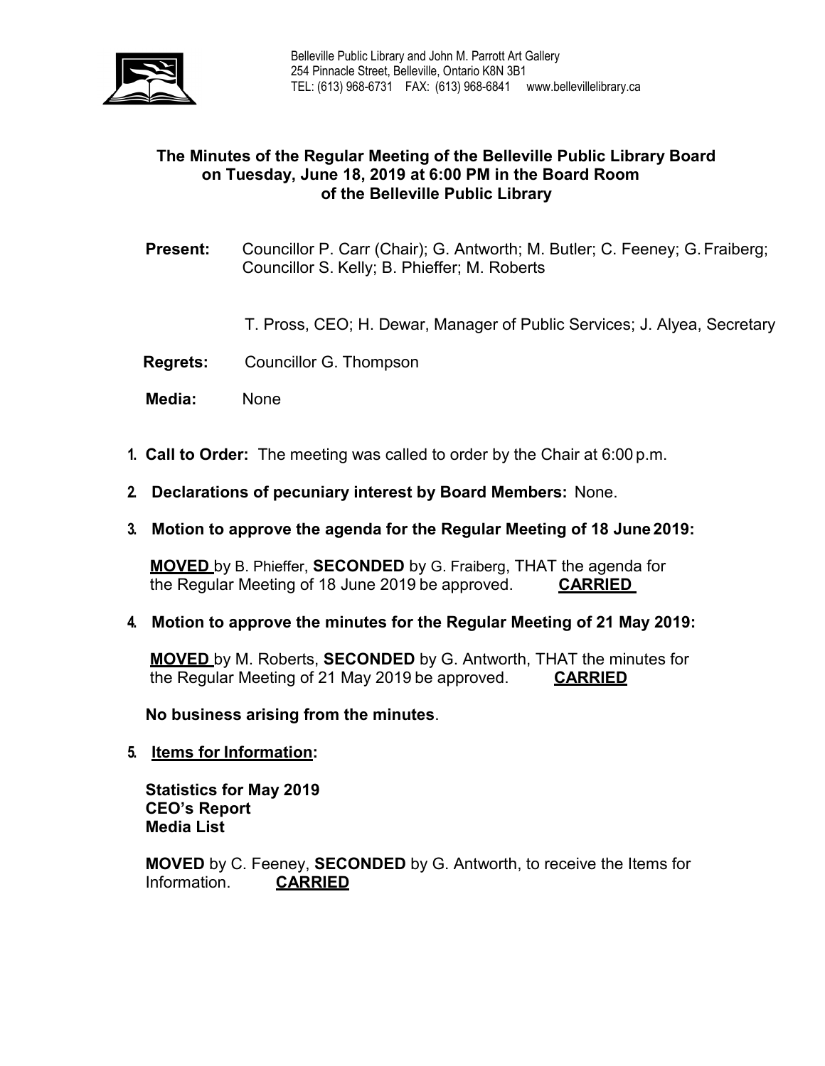Belleville Public Library and John M. Parrott Art Gallery
254 Pinnacle Street, Belleville, Ontario K8N 3B1
TEL: (613) 968-6731 FAX: (613) 968-6841 www.bellevillelibrary.ca

## The Minutes of the Regular Meeting of the Belleville Public Library Board on Tuesday, June 18, 2019 at 6:00 PM in the Board Room of the Belleville Public Library

**Present:** Councillor P. Carr (Chair); G. Antworth; M. Butler; C. Feeney; G. Fraiberg; Councillor S. Kelly; B. Phieffer; M. Roberts

T. Pross, CEO; H. Dewar, Manager of Public Services; J. Alyea, Secretary

**Regrets:** Councillor G. Thompson

**Media:** None

1. **Call to Order:** The meeting was called to order by the Chair at 6:00 p.m.

2. **Declarations of pecuniary interest by Board Members:** None.

3. **Motion to approve the agenda for the Regular Meeting of 18 June 2019:**

   **MOVED** by B. Phieffer, **SECONDED** by G. Fraiberg, THAT the agenda for the Regular Meeting of 18 June 2019 be approved. **CARRIED**

4. **Motion to approve the minutes for the Regular Meeting of 21 May 2019:**

   **MOVED** by M. Roberts, **SECONDED** by G. Antworth, THAT the minutes for the Regular Meeting of 21 May 2019 be approved. **CARRIED**

   **No business arising from the minutes**.

5. **Items for Information:**

   **Statistics for May 2019**
   **CEO's Report**
   **Media List**

   **MOVED** by C. Feeney, **SECONDED** by G. Antworth, to receive the Items for Information. **CARRIED**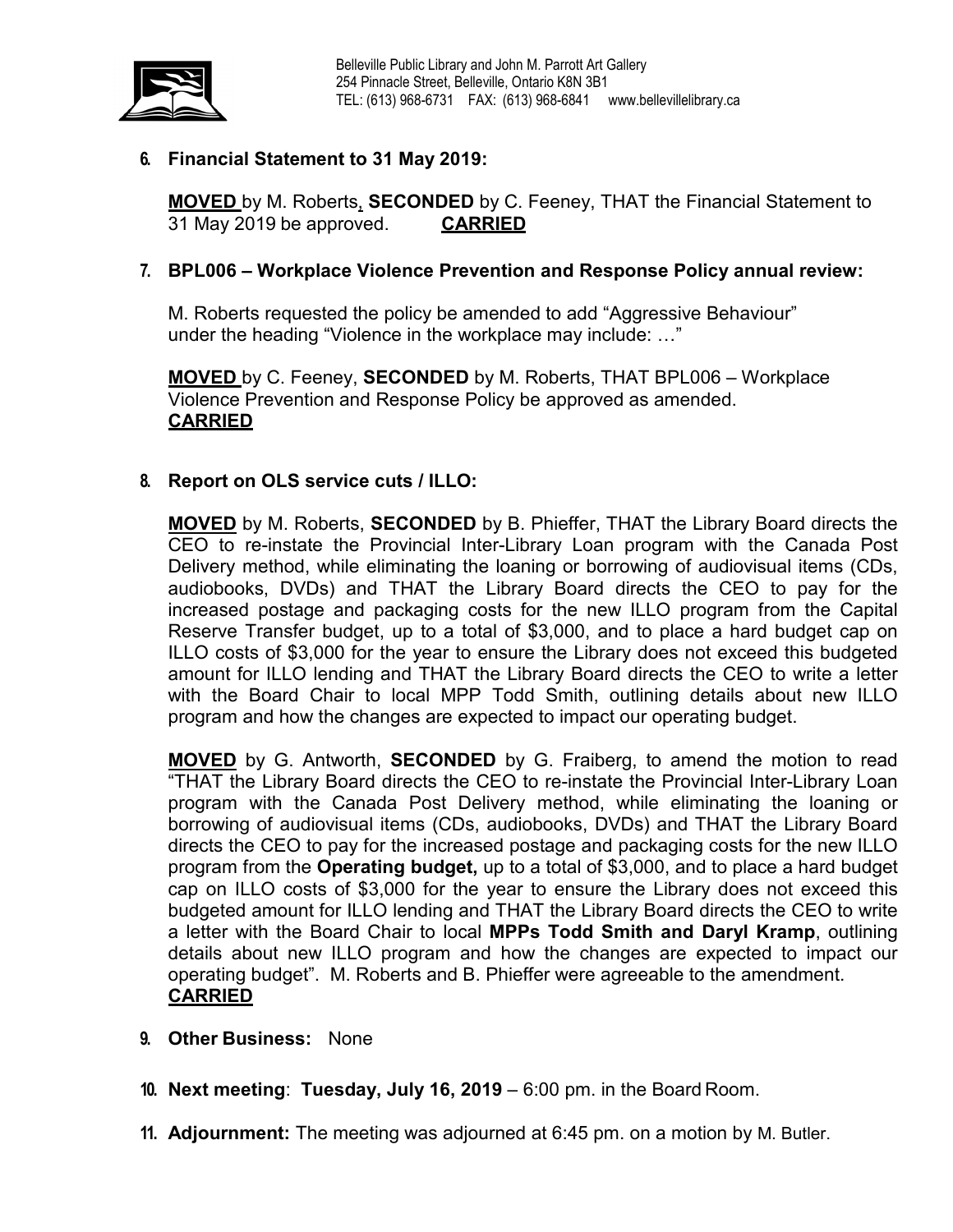**6. Financial Statement to 31 May 2019:**

**MOVED** by M. Roberts, **SECONDED** by C. Feeney, THAT the Financial Statement to 31 May 2019 be approved. **CARRIED**

**7. BPL006 – Workplace Violence Prevention and Response Policy annual review:**

M. Roberts requested the policy be amended to add "Aggressive Behaviour" under the heading "Violence in the workplace may include: …"

**MOVED** by C. Feeney, **SECONDED** by M. Roberts, THAT BPL006 – Workplace Violence Prevention and Response Policy be approved as amended. **CARRIED**

**8. Report on OLS service cuts / ILLO:**

**MOVED** by M. Roberts, **SECONDED** by B. Phieffer, THAT the Library Board directs the CEO to re-instate the Provincial Inter-Library Loan program with the Canada Post Delivery method, while eliminating the loaning or borrowing of audiovisual items (CDs, audiobooks, DVDs) and THAT the Library Board directs the CEO to pay for the increased postage and packaging costs for the new ILLO program from the Capital Reserve Transfer budget, up to a total of $3,000, and to place a hard budget cap on ILLO costs of $3,000 for the year to ensure the Library does not exceed this budgeted amount for ILLO lending and THAT the Library Board directs the CEO to write a letter with the Board Chair to local MPP Todd Smith, outlining details about new ILLO program and how the changes are expected to impact our operating budget.

**MOVED** by G. Antworth, **SECONDED** by G. Fraiberg, to amend the motion to read "THAT the Library Board directs the CEO to re-instate the Provincial Inter-Library Loan program with the Canada Post Delivery method, while eliminating the loaning or borrowing of audiovisual items (CDs, audiobooks, DVDs) and THAT the Library Board directs the CEO to pay for the increased postage and packaging costs for the new ILLO program from the **Operating budget,** up to a total of $3,000, and to place a hard budget cap on ILLO costs of $3,000 for the year to ensure the Library does not exceed this budgeted amount for ILLO lending and THAT the Library Board directs the CEO to write a letter with the Board Chair to local **MPPs Todd Smith and Daryl Kramp**, outlining details about new ILLO program and how the changes are expected to impact our operating budget". M. Roberts and B. Phieffer were agreeable to the amendment. **CARRIED**

**9. Other Business:** None

**10. Next meeting**: **Tuesday, July 16, 2019** – 6:00 pm. in the Board Room.

**11. Adjournment:** The meeting was adjourned at 6:45 pm. on a motion by M. Butler.